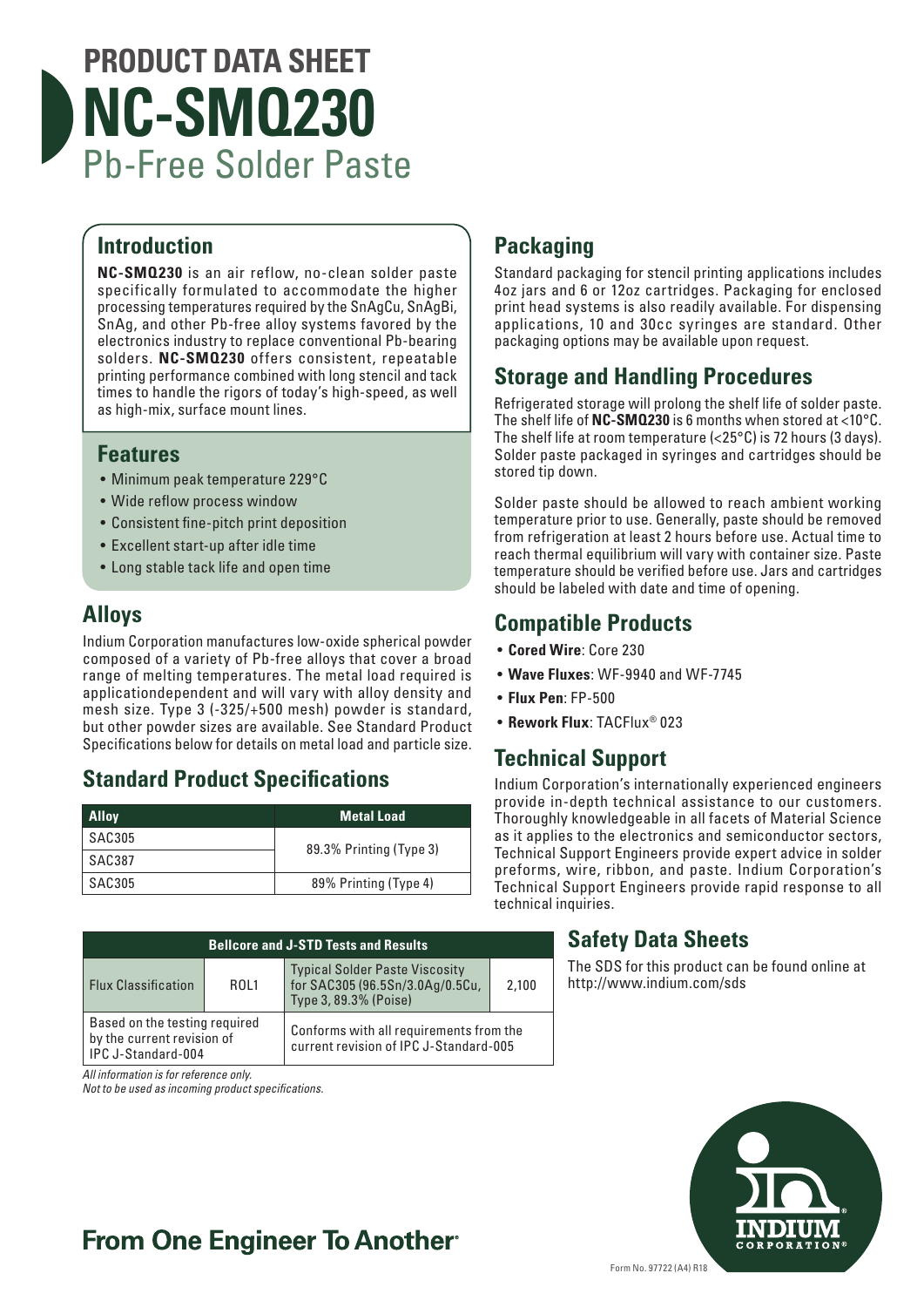# PRODUCT DATA SHEET
# NC-SMQ230
## Pb-Free Solder Paste

## Introduction

**NC-SMQ230** is an air reflow, no-clean solder paste specifically formulated to accommodate the higher processing temperatures required by the SnAgCu, SnAgBi, SnAg, and other Pb-free alloy systems favored by the electronics industry to replace conventional Pb-bearing solders. **NC-SMQ230** offers consistent, repeatable printing performance combined with long stencil and tack times to handle the rigors of today's high-speed, as well as high-mix, surface mount lines.

## Features

- Minimum peak temperature 229°C
- Wide reflow process window
- Consistent fine-pitch print deposition
- Excellent start-up after idle time
- Long stable tack life and open time

## Alloys

Indium Corporation manufactures low-oxide spherical powder composed of a variety of Pb-free alloys that cover a broad range of melting temperatures. The metal load required is applicationdependent and will vary with alloy density and mesh size. Type 3 (-325/+500 mesh) powder is standard, but other powder sizes are available. See Standard Product Specifications below for details on metal load and particle size.

## Standard Product Specifications

| Alloy | Metal Load |
|---|---|
| SAC305 | 89.3% Printing (Type 3) |
| SAC387 | 89.3% Printing (Type 3) |
| SAC305 | 89% Printing (Type 4) |

| Bellcore and J-STD Tests and Results | | | |
|---|---|---|---|
| Flux Classification | ROL1 | Typical Solder Paste Viscosity for SAC305 (96.5Sn/3.0Ag/0.5Cu, Type 3, 89.3% (Poise) | 2,100 |
| Based on the testing required by the current revision of IPC J-Standard-004 | | Conforms with all requirements from the current revision of IPC J-Standard-005 | |

*All information is for reference only.*
*Not to be used as incoming product specifications.*

## Packaging

Standard packaging for stencil printing applications includes 4oz jars and 6 or 12oz cartridges. Packaging for enclosed print head systems is also readily available. For dispensing applications, 10 and 30cc syringes are standard. Other packaging options may be available upon request.

## Storage and Handling Procedures

Refrigerated storage will prolong the shelf life of solder paste. The shelf life of **NC-SMQ230** is 6 months when stored at <10°C. The shelf life at room temperature (<25°C) is 72 hours (3 days). Solder paste packaged in syringes and cartridges should be stored tip down.

Solder paste should be allowed to reach ambient working temperature prior to use. Generally, paste should be removed from refrigeration at least 2 hours before use. Actual time to reach thermal equilibrium will vary with container size. Paste temperature should be verified before use. Jars and cartridges should be labeled with date and time of opening.

## Compatible Products

- **Cored Wire**: Core 230
- **Wave Fluxes**: WF-9940 and WF-7745
- **Flux Pen**: FP-500
- **Rework Flux**: TACFlux® 023

## Technical Support

Indium Corporation's internationally experienced engineers provide in-depth technical assistance to our customers. Thoroughly knowledgeable in all facets of Material Science as it applies to the electronics and semiconductor sectors, Technical Support Engineers provide expert advice in solder preforms, wire, ribbon, and paste. Indium Corporation's Technical Support Engineers provide rapid response to all technical inquiries.

## Safety Data Sheets

The SDS for this product can be found online at http://www.indium.com/sds

**From One Engineer To Another®**

Form No. 97722 (A4) R18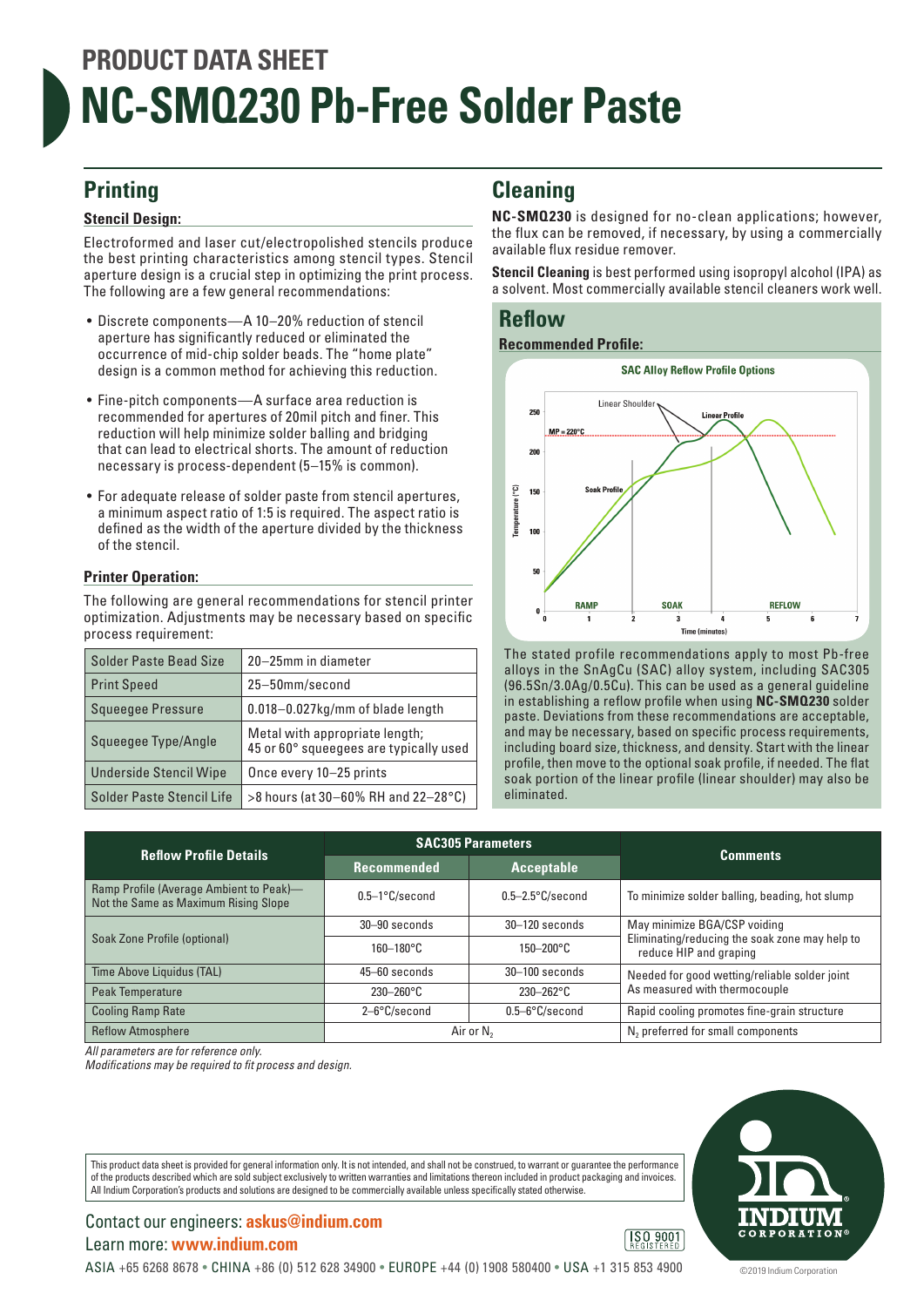# PRODUCT DATA SHEET
# NC-SMQ230 Pb-Free Solder Paste

## Printing

### Stencil Design:

Electroformed and laser cut/electropolished stencils produce the best printing characteristics among stencil types. Stencil aperture design is a crucial step in optimizing the print process. The following are a few general recommendations:

- Discrete components—A 10–20% reduction of stencil aperture has significantly reduced or eliminated the occurrence of mid-chip solder beads. The "home plate" design is a common method for achieving this reduction.
- Fine-pitch components—A surface area reduction is recommended for apertures of 20mil pitch and finer. This reduction will help minimize solder balling and bridging that can lead to electrical shorts. The amount of reduction necessary is process-dependent (5–15% is common).
- For adequate release of solder paste from stencil apertures, a minimum aspect ratio of 1:5 is required. The aspect ratio is defined as the width of the aperture divided by the thickness of the stencil.

### Printer Operation:

The following are general recommendations for stencil printer optimization. Adjustments may be necessary based on specific process requirement:

| | |
|---|---|
| Solder Paste Bead Size | 20–25mm in diameter |
| Print Speed | 25–50mm/second |
| Squeegee Pressure | 0.018–0.027kg/mm of blade length |
| Squeegee Type/Angle | Metal with appropriate length; 45 or 60° squeegees are typically used |
| Underside Stencil Wipe | Once every 10–25 prints |
| Solder Paste Stencil Life | >8 hours (at 30–60% RH and 22–28°C) |

## Cleaning

**NC-SMQ230** is designed for no-clean applications; however, the flux can be removed, if necessary, by using a commercially available flux residue remover.

**Stencil Cleaning** is best performed using isopropyl alcohol (IPA) as a solvent. Most commercially available stencil cleaners work well.

## Reflow

### Recommended Profile:

SAC Alloy Reflow Profile Options

Linear Shoulder
Linear Profile
MP = 220°C
Soak Profile
Temperature (°C)
250
200
150
100
50
0
RAMP
SOAK
REFLOW
0 1 2 3 4 5 6 7
Time (minutes)

The stated profile recommendations apply to most Pb-free alloys in the SnAgCu (SAC) alloy system, including SAC305 (96.5Sn/3.0Ag/0.5Cu). This can be used as a general guideline in establishing a reflow profile when using **NC-SMQ230** solder paste. Deviations from these recommendations are acceptable, and may be necessary, based on specific process requirements, including board size, thickness, and density. Start with the linear profile, then move to the optional soak profile, if needed. The flat soak portion of the linear profile (linear shoulder) may also be eliminated.

| Reflow Profile Details | SAC305 Parameters | | Comments |
|---|---|---|---|
| | Recommended | Acceptable | |
| Ramp Profile (Average Ambient to Peak)—Not the Same as Maximum Rising Slope | 0.5–1°C/second | 0.5–2.5°C/second | To minimize solder balling, beading, hot slump |
| Soak Zone Profile (optional) | 30–90 seconds | 30–120 seconds | May minimize BGA/CSP voiding |
| | 160–180°C | 150–200°C | Eliminating/reducing the soak zone may help to reduce HIP and graping |
| Time Above Liquidus (TAL) | 45–60 seconds | 30–100 seconds | Needed for good wetting/reliable solder joint |
| Peak Temperature | 230–260°C | 230–262°C | As measured with thermocouple |
| Cooling Ramp Rate | 2–6°C/second | 0.5–6°C/second | Rapid cooling promotes fine-grain structure |
| Reflow Atmosphere | Air or $N_2$ | | $N_2$ preferred for small components |

*All parameters are for reference only.*
*Modifications may be required to fit process and design.*

This product data sheet is provided for general information only. It is not intended, and shall not be construed, to warrant or guarantee the performance of the products described which are sold subject exclusively to written warranties and limitations thereon included in product packaging and invoices. All Indium Corporation's products and solutions are designed to be commercially available unless specifically stated otherwise.

Contact our engineers: **askus@indium.com**
Learn more: **www.indium.com**

ASIA +65 6268 8678 • CHINA +86 (0) 512 628 34900 • EUROPE +44 (0) 1908 580400 • USA +1 315 853 4900

ISO 9001 REGISTERED

INDIUM CORPORATION®

©2019 Indium Corporation